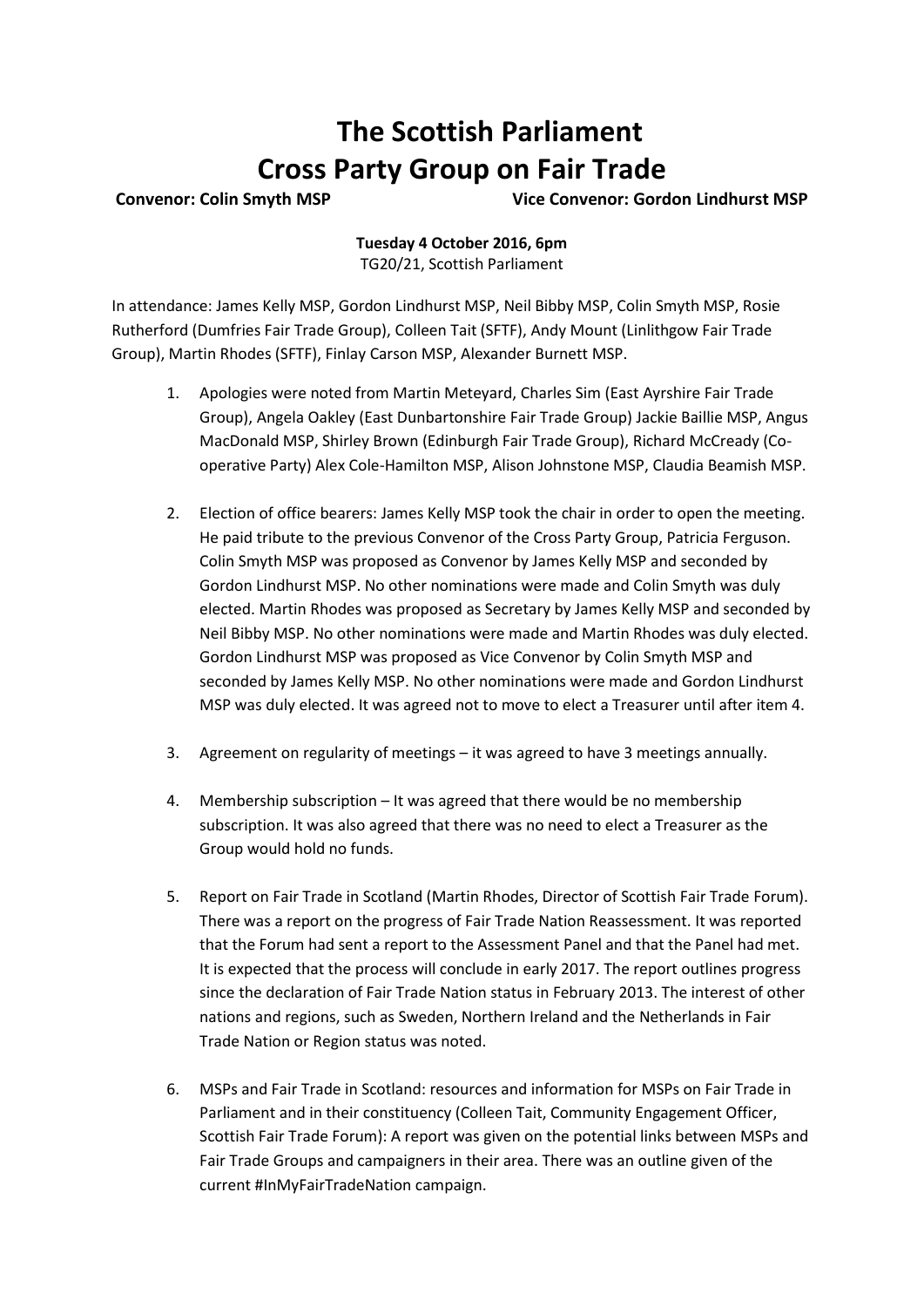# The Scottish Parliament
# Cross Party Group on Fair Trade

**Convenor: Colin Smyth MSP** **Vice Convenor: Gordon Lindhurst MSP**

**Tuesday 4 October 2016, 6pm**
TG20/21, Scottish Parliament

In attendance: James Kelly MSP, Gordon Lindhurst MSP, Neil Bibby MSP, Colin Smyth MSP, Rosie Rutherford (Dumfries Fair Trade Group), Colleen Tait (SFTF), Andy Mount (Linlithgow Fair Trade Group), Martin Rhodes (SFTF), Finlay Carson MSP, Alexander Burnett MSP.

1. Apologies were noted from Martin Meteyard, Charles Sim (East Ayrshire Fair Trade Group), Angela Oakley (East Dunbartonshire Fair Trade Group) Jackie Baillie MSP, Angus MacDonald MSP, Shirley Brown (Edinburgh Fair Trade Group), Richard McCready (Co-operative Party) Alex Cole-Hamilton MSP, Alison Johnstone MSP, Claudia Beamish MSP.

2. Election of office bearers: James Kelly MSP took the chair in order to open the meeting. He paid tribute to the previous Convenor of the Cross Party Group, Patricia Ferguson. Colin Smyth MSP was proposed as Convenor by James Kelly MSP and seconded by Gordon Lindhurst MSP. No other nominations were made and Colin Smyth was duly elected. Martin Rhodes was proposed as Secretary by James Kelly MSP and seconded by Neil Bibby MSP. No other nominations were made and Martin Rhodes was duly elected. Gordon Lindhurst MSP was proposed as Vice Convenor by Colin Smyth MSP and seconded by James Kelly MSP. No other nominations were made and Gordon Lindhurst MSP was duly elected. It was agreed not to move to elect a Treasurer until after item 4.

3. Agreement on regularity of meetings – it was agreed to have 3 meetings annually.

4. Membership subscription – It was agreed that there would be no membership subscription. It was also agreed that there was no need to elect a Treasurer as the Group would hold no funds.

5. Report on Fair Trade in Scotland (Martin Rhodes, Director of Scottish Fair Trade Forum). There was a report on the progress of Fair Trade Nation Reassessment. It was reported that the Forum had sent a report to the Assessment Panel and that the Panel had met. It is expected that the process will conclude in early 2017. The report outlines progress since the declaration of Fair Trade Nation status in February 2013. The interest of other nations and regions, such as Sweden, Northern Ireland and the Netherlands in Fair Trade Nation or Region status was noted.

6. MSPs and Fair Trade in Scotland: resources and information for MSPs on Fair Trade in Parliament and in their constituency (Colleen Tait, Community Engagement Officer, Scottish Fair Trade Forum): A report was given on the potential links between MSPs and Fair Trade Groups and campaigners in their area. There was an outline given of the current #InMyFairTradeNation campaign.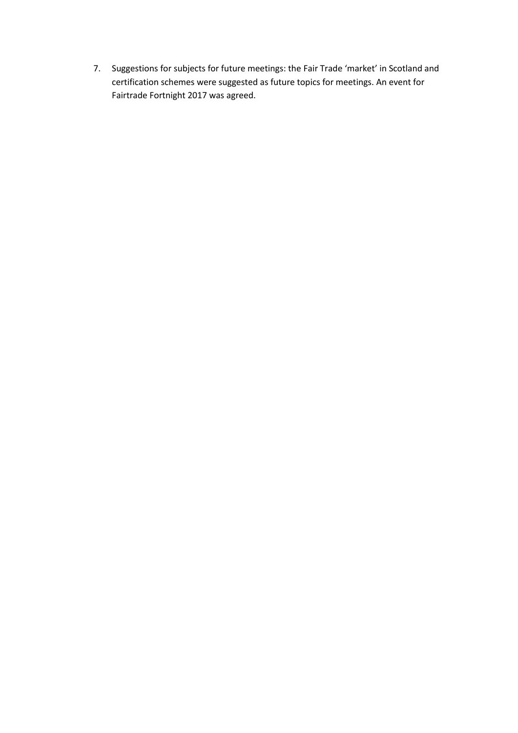7. Suggestions for subjects for future meetings: the Fair Trade 'market' in Scotland and certification schemes were suggested as future topics for meetings. An event for Fairtrade Fortnight 2017 was agreed.